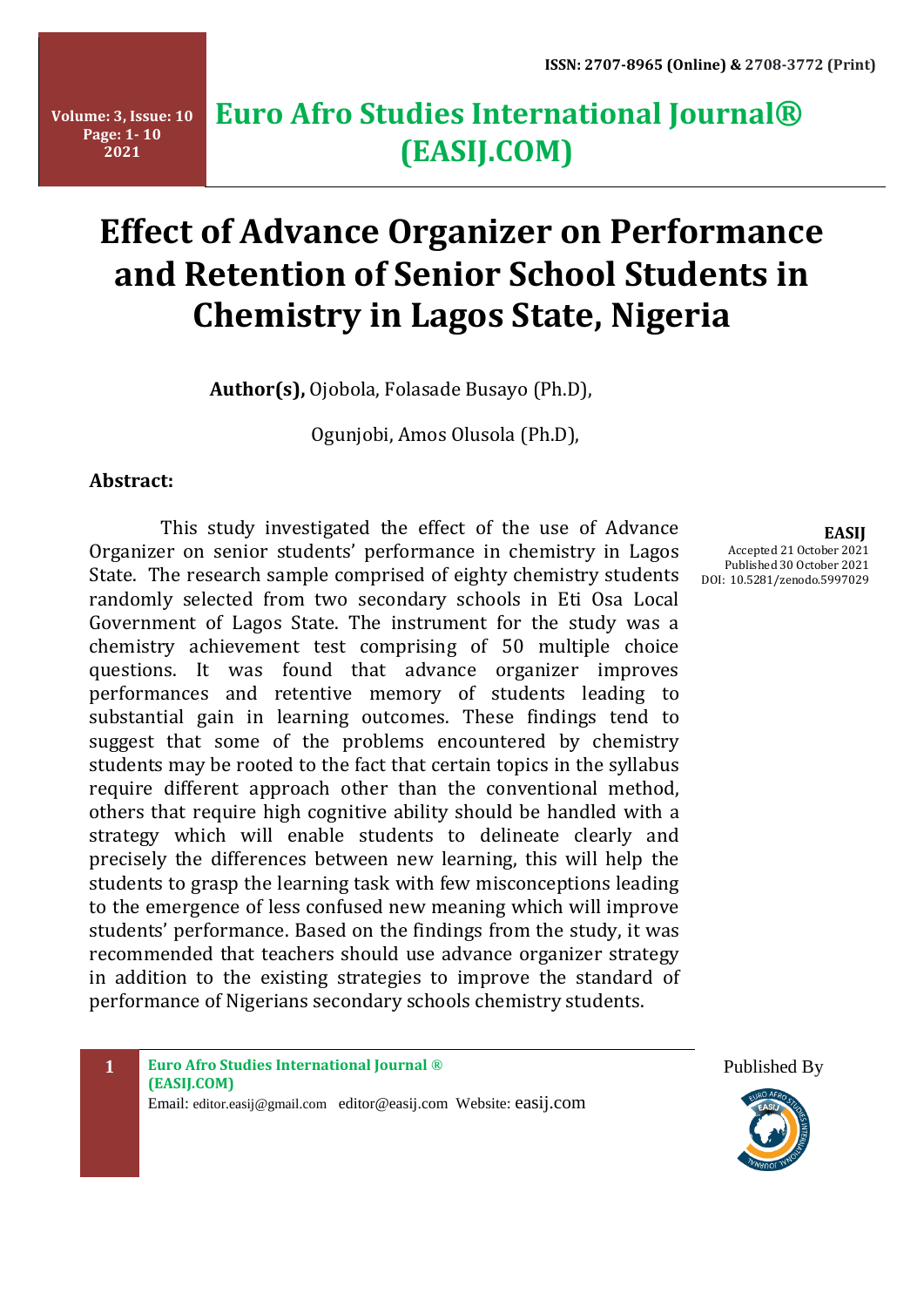# Effect of Advance Organizer on Performance and Retention of Senior School Students in Chemistry in Lagos State, Nigeria

**Author(s),** Ojobola, Folasade Busayo (Ph.D),

Ogunjobi, Amos Olusola (Ph.D),

**EASIJ**
Accepted 21 October 2021
Published 30 October 2021
DOI: 10.5281/zenodo.5997029

## Abstract:

This study investigated the effect of the use of Advance Organizer on senior students' performance in chemistry in Lagos State. The research sample comprised of eighty chemistry students randomly selected from two secondary schools in Eti Osa Local Government of Lagos State. The instrument for the study was a chemistry achievement test comprising of 50 multiple choice questions. It was found that advance organizer improves performances and retentive memory of students leading to substantial gain in learning outcomes. These findings tend to suggest that some of the problems encountered by chemistry students may be rooted to the fact that certain topics in the syllabus require different approach other than the conventional method, others that require high cognitive ability should be handled with a strategy which will enable students to delineate clearly and precisely the differences between new learning, this will help the students to grasp the learning task with few misconceptions leading to the emergence of less confused new meaning which will improve students' performance. Based on the findings from the study, it was recommended that teachers should use advance organizer strategy in addition to the existing strategies to improve the standard of performance of Nigerians secondary schools chemistry students.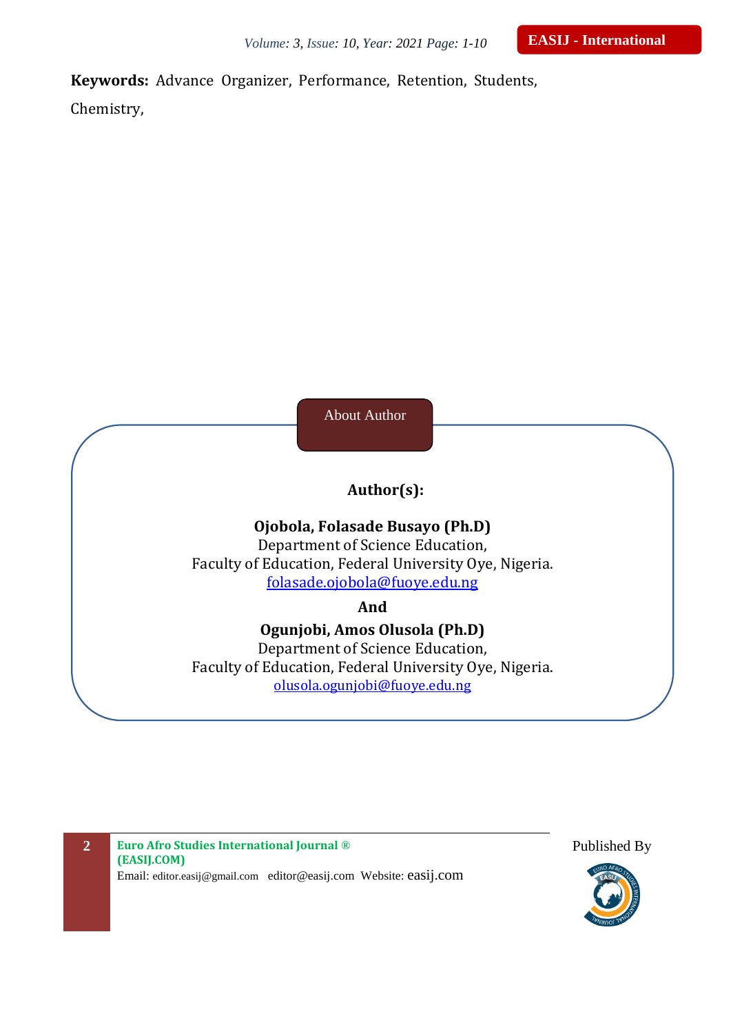**Keywords:** Advance Organizer, Performance, Retention, Students, Chemistry,

About Author

**Author(s):**

**Ojobola, Folasade Busayo (Ph.D)**
Department of Science Education,
Faculty of Education, Federal University Oye, Nigeria.
folasade.ojobola@fuoye.edu.ng

**And**

**Ogunjobi, Amos Olusola (Ph.D)**
Department of Science Education,
Faculty of Education, Federal University Oye, Nigeria.
olusola.ogunjobi@fuoye.edu.ng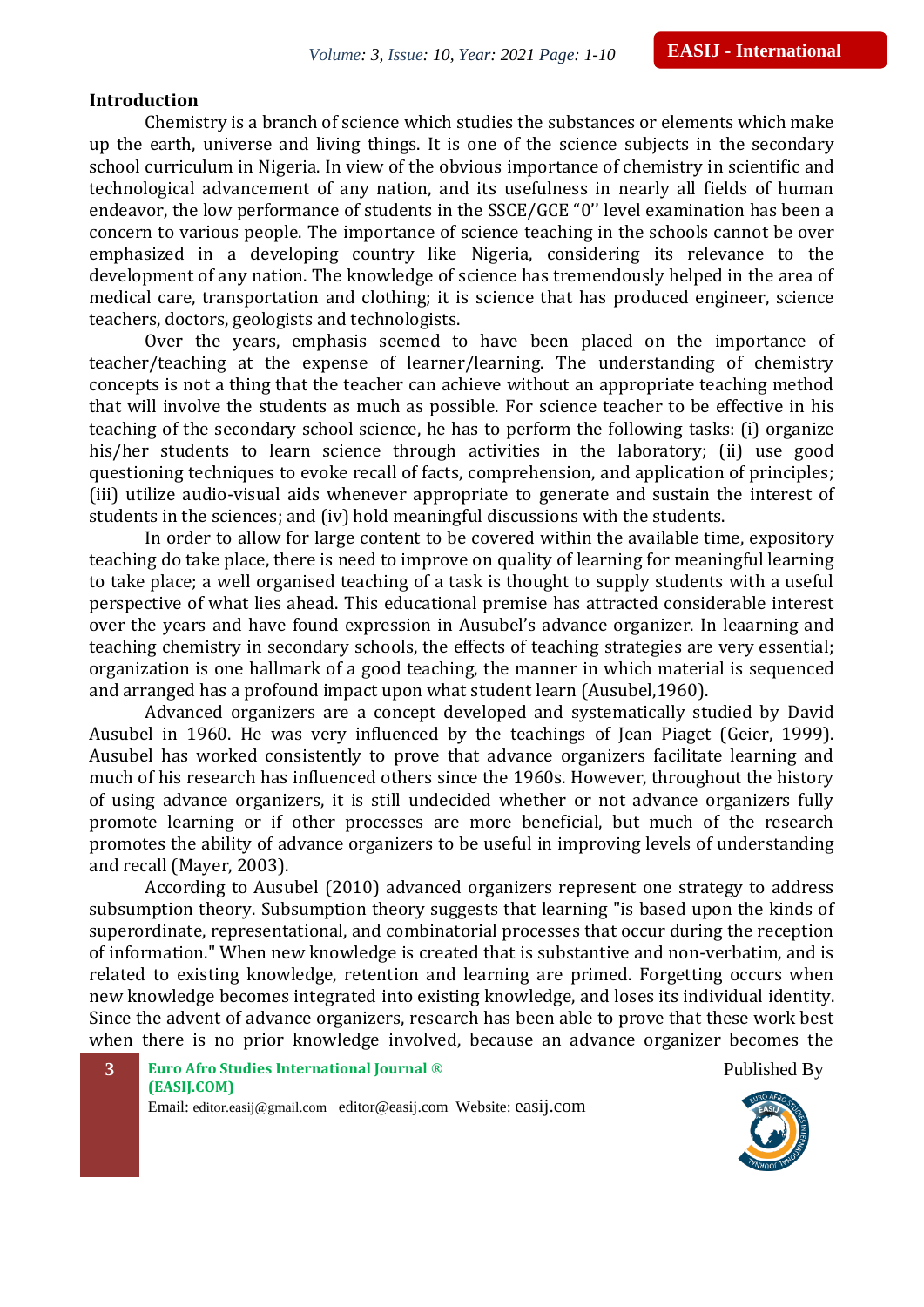## Introduction

Chemistry is a branch of science which studies the substances or elements which make up the earth, universe and living things. It is one of the science subjects in the secondary school curriculum in Nigeria. In view of the obvious importance of chemistry in scientific and technological advancement of any nation, and its usefulness in nearly all fields of human endeavor, the low performance of students in the SSCE/GCE "0'' level examination has been a concern to various people. The importance of science teaching in the schools cannot be over emphasized in a developing country like Nigeria, considering its relevance to the development of any nation. The knowledge of science has tremendously helped in the area of medical care, transportation and clothing; it is science that has produced engineer, science teachers, doctors, geologists and technologists.

Over the years, emphasis seemed to have been placed on the importance of teacher/teaching at the expense of learner/learning. The understanding of chemistry concepts is not a thing that the teacher can achieve without an appropriate teaching method that will involve the students as much as possible. For science teacher to be effective in his teaching of the secondary school science, he has to perform the following tasks: (i) organize his/her students to learn science through activities in the laboratory; (ii) use good questioning techniques to evoke recall of facts, comprehension, and application of principles; (iii) utilize audio-visual aids whenever appropriate to generate and sustain the interest of students in the sciences; and (iv) hold meaningful discussions with the students.

In order to allow for large content to be covered within the available time, expository teaching do take place, there is need to improve on quality of learning for meaningful learning to take place; a well organised teaching of a task is thought to supply students with a useful perspective of what lies ahead. This educational premise has attracted considerable interest over the years and have found expression in Ausubel's advance organizer. In leaarning and teaching chemistry in secondary schools, the effects of teaching strategies are very essential; organization is one hallmark of a good teaching, the manner in which material is sequenced and arranged has a profound impact upon what student learn (Ausubel,1960).

Advanced organizers are a concept developed and systematically studied by David Ausubel in 1960. He was very influenced by the teachings of Jean Piaget (Geier, 1999). Ausubel has worked consistently to prove that advance organizers facilitate learning and much of his research has influenced others since the 1960s. However, throughout the history of using advance organizers, it is still undecided whether or not advance organizers fully promote learning or if other processes are more beneficial, but much of the research promotes the ability of advance organizers to be useful in improving levels of understanding and recall (Mayer, 2003).

According to Ausubel (2010) advanced organizers represent one strategy to address subsumption theory. Subsumption theory suggests that learning "is based upon the kinds of superordinate, representational, and combinatorial processes that occur during the reception of information." When new knowledge is created that is substantive and non-verbatim, and is related to existing knowledge, retention and learning are primed. Forgetting occurs when new knowledge becomes integrated into existing knowledge, and loses its individual identity. Since the advent of advance organizers, research has been able to prove that these work best when there is no prior knowledge involved, because an advance organizer becomes the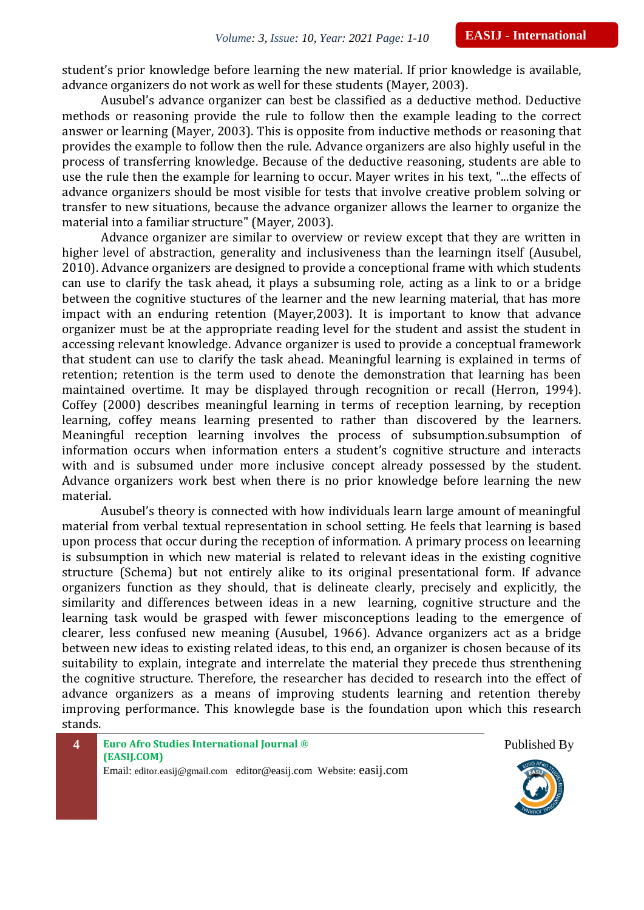student's prior knowledge before learning the new material. If prior knowledge is available, advance organizers do not work as well for these students (Mayer, 2003).

Ausubel's advance organizer can best be classified as a deductive method. Deductive methods or reasoning provide the rule to follow then the example leading to the correct answer or learning (Mayer, 2003). This is opposite from inductive methods or reasoning that provides the example to follow then the rule. Advance organizers are also highly useful in the process of transferring knowledge. Because of the deductive reasoning, students are able to use the rule then the example for learning to occur. Mayer writes in his text, "...the effects of advance organizers should be most visible for tests that involve creative problem solving or transfer to new situations, because the advance organizer allows the learner to organize the material into a familiar structure" (Mayer, 2003).

Advance organizer are similar to overview or review except that they are written in higher level of abstraction, generality and inclusiveness than the learningn itself (Ausubel, 2010). Advance organizers are designed to provide a conceptional frame with which students can use to clarify the task ahead, it plays a subsuming role, acting as a link to or a bridge between the cognitive stuctures of the learner and the new learning material, that has more impact with an enduring retention (Mayer,2003). It is important to know that advance organizer must be at the appropriate reading level for the student and assist the student in accessing relevant knowledge. Advance organizer is used to provide a conceptual framework that student can use to clarify the task ahead. Meaningful learning is explained in terms of retention; retention is the term used to denote the demonstration that learning has been maintained overtime. It may be displayed through recognition or recall (Herron, 1994). Coffey (2000) describes meaningful learning in terms of reception learning, by reception learning, coffey means learning presented to rather than discovered by the learners. Meaningful reception learning involves the process of subsumption.subsumption of information occurs when information enters a student's cognitive structure and interacts with and is subsumed under more inclusive concept already possessed by the student. Advance organizers work best when there is no prior knowledge before learning the new material.

Ausubel's theory is connected with how individuals learn large amount of meaningful material from verbal textual representation in school setting. He feels that learning is based upon process that occur during the reception of information. A primary process on leearning is subsumption in which new material is related to relevant ideas in the existing cognitive structure (Schema) but not entirely alike to its original presentational form. If advance organizers function as they should, that is delineate clearly, precisely and explicitly, the similarity and differences between ideas in a new learning, cognitive structure and the learning task would be grasped with fewer misconceptions leading to the emergence of clearer, less confused new meaning (Ausubel, 1966). Advance organizers act as a bridge between new ideas to existing related ideas, to this end, an organizer is chosen because of its suitability to explain, integrate and interrelate the material they precede thus strenthening the cognitive structure. Therefore, the researcher has decided to research into the effect of advance organizers as a means of improving students learning and retention thereby improving performance. This knowlegde base is the foundation upon which this research stands.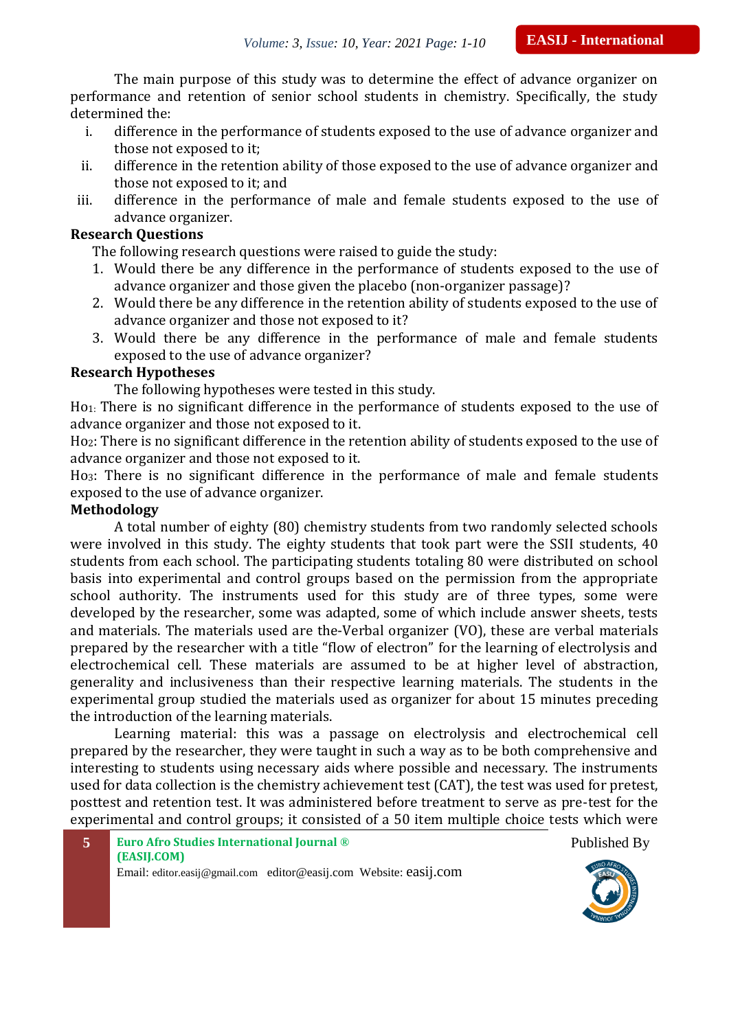The main purpose of this study was to determine the effect of advance organizer on performance and retention of senior school students in chemistry. Specifically, the study determined the:

i. difference in the performance of students exposed to the use of advance organizer and those not exposed to it;
ii. difference in the retention ability of those exposed to the use of advance organizer and those not exposed to it; and
iii. difference in the performance of male and female students exposed to the use of advance organizer.

## Research Questions

The following research questions were raised to guide the study:

1. Would there be any difference in the performance of students exposed to the use of advance organizer and those given the placebo (non-organizer passage)?
2. Would there be any difference in the retention ability of students exposed to the use of advance organizer and those not exposed to it?
3. Would there be any difference in the performance of male and female students exposed to the use of advance organizer?

## Research Hypotheses

The following hypotheses were tested in this study.

$Ho_1$: There is no significant difference in the performance of students exposed to the use of advance organizer and those not exposed to it.

$Ho_2$: There is no significant difference in the retention ability of students exposed to the use of advance organizer and those not exposed to it.

$Ho_3$: There is no significant difference in the performance of male and female students exposed to the use of advance organizer.

## Methodology

A total number of eighty (80) chemistry students from two randomly selected schools were involved in this study. The eighty students that took part were the SSII students, 40 students from each school. The participating students totaling 80 were distributed on school basis into experimental and control groups based on the permission from the appropriate school authority. The instruments used for this study are of three types, some were developed by the researcher, some was adapted, some of which include answer sheets, tests and materials. The materials used are the-Verbal organizer (VO), these are verbal materials prepared by the researcher with a title "flow of electron" for the learning of electrolysis and electrochemical cell. These materials are assumed to be at higher level of abstraction, generality and inclusiveness than their respective learning materials. The students in the experimental group studied the materials used as organizer for about 15 minutes preceding the introduction of the learning materials.

Learning material: this was a passage on electrolysis and electrochemical cell prepared by the researcher, they were taught in such a way as to be both comprehensive and interesting to students using necessary aids where possible and necessary. The instruments used for data collection is the chemistry achievement test (CAT), the test was used for pretest, posttest and retention test. It was administered before treatment to serve as pre-test for the experimental and control groups; it consisted of a 50 item multiple choice tests which were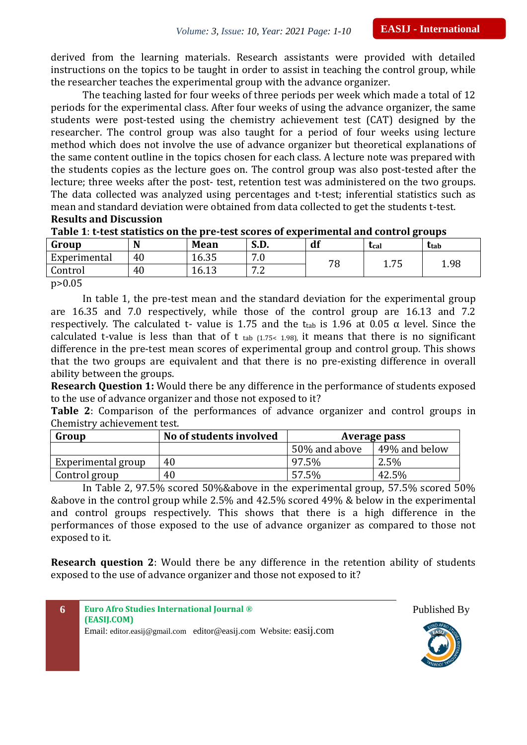derived from the learning materials. Research assistants were provided with detailed instructions on the topics to be taught in order to assist in teaching the control group, while the researcher teaches the experimental group with the advance organizer.

The teaching lasted for four weeks of three periods per week which made a total of 12 periods for the experimental class. After four weeks of using the advance organizer, the same students were post-tested using the chemistry achievement test (CAT) designed by the researcher. The control group was also taught for a period of four weeks using lecture method which does not involve the use of advance organizer but theoretical explanations of the same content outline in the topics chosen for each class. A lecture note was prepared with the students copies as the lecture goes on. The control group was also post-tested after the lecture; three weeks after the post- test, retention test was administered on the two groups. The data collected was analyzed using percentages and t-test; inferential statistics such as mean and standard deviation were obtained from data collected to get the students t-test.

**Results and Discussion**

**Table 1**: **t-test statistics on the pre-test scores of experimental and control groups**

| Group | N | Mean | S.D. | df | $t_{cal}$ | $t_{tab}$ |
|---|---|---|---|---|---|---|
| Experimental | 40 | 16.35 | 7.0 | 78 | 1.75 | 1.98 |
| Control | 40 | 16.13 | 7.2 | | | |

$p>0.05$

In table 1, the pre-test mean and the standard deviation for the experimental group are 16.35 and 7.0 respectively, while those of the control group are 16.13 and 7.2 respectively. The calculated t- value is 1.75 and the $t_{tab}$ is 1.96 at 0.05 α level. Since the calculated t-value is less than that of t $_{tab\ (1.75<\ 1.98)}$, it means that there is no significant difference in the pre-test mean scores of experimental group and control group. This shows that the two groups are equivalent and that there is no pre-existing difference in overall ability between the groups.

**Research Question 1:** Would there be any difference in the performance of students exposed to the use of advance organizer and those not exposed to it?

**Table 2**: Comparison of the performances of advance organizer and control groups in Chemistry achievement test.

| Group | No of students involved | Average pass | |
|---|---|---|---|
| | | 50% and above | 49% and below |
| Experimental group | 40 | 97.5% | 2.5% |
| Control group | 40 | 57.5% | 42.5% |

In Table 2, 97.5% scored 50%&above in the experimental group, 57.5% scored 50% &above in the control group while 2.5% and 42.5% scored 49% & below in the experimental and control groups respectively. This shows that there is a high difference in the performances of those exposed to the use of advance organizer as compared to those not exposed to it.

**Research question 2**: Would there be any difference in the retention ability of students exposed to the use of advance organizer and those not exposed to it?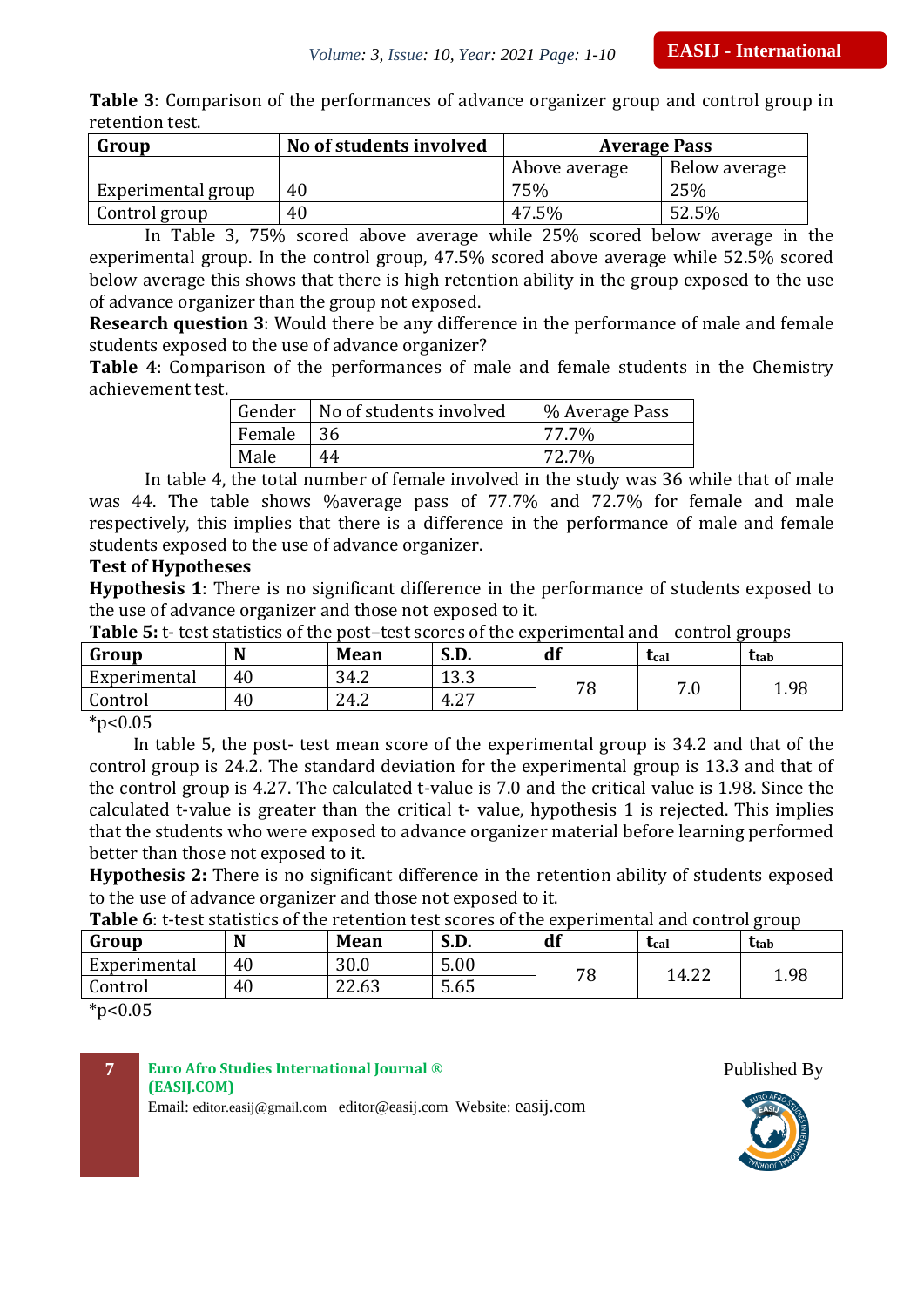**Table 3**: Comparison of the performances of advance organizer group and control group in retention test.

| Group | No of students involved | Average Pass | |
|---|---|---|---|
| | | Above average | Below average |
| Experimental group | 40 | 75% | 25% |
| Control group | 40 | 47.5% | 52.5% |

In Table 3, 75% scored above average while 25% scored below average in the experimental group. In the control group, 47.5% scored above average while 52.5% scored below average this shows that there is high retention ability in the group exposed to the use of advance organizer than the group not exposed.

**Research question 3**: Would there be any difference in the performance of male and female students exposed to the use of advance organizer?

**Table 4**: Comparison of the performances of male and female students in the Chemistry achievement test.

| Gender | No of students involved | % Average Pass |
|---|---|---|
| Female | 36 | 77.7% |
| Male | 44 | 72.7% |

In table 4, the total number of female involved in the study was 36 while that of male was 44. The table shows %average pass of 77.7% and 72.7% for female and male respectively, this implies that there is a difference in the performance of male and female students exposed to the use of advance organizer.

**Test of Hypotheses**

**Hypothesis 1**: There is no significant difference in the performance of students exposed to the use of advance organizer and those not exposed to it.

**Table 5:** t- test statistics of the post–test scores of the experimental and control groups

| Group | N | Mean | S.D. | df | $t_{cal}$ | $t_{tab}$ |
|---|---|---|---|---|---|---|
| Experimental | 40 | 34.2 | 13.3 | 78 | 7.0 | 1.98 |
| Control | 40 | 24.2 | 4.27 | | | |

*$p<0.05$

In table 5, the post- test mean score of the experimental group is 34.2 and that of the control group is 24.2. The standard deviation for the experimental group is 13.3 and that of the control group is 4.27. The calculated t-value is 7.0 and the critical value is 1.98. Since the calculated t-value is greater than the critical t- value, hypothesis 1 is rejected. This implies that the students who were exposed to advance organizer material before learning performed better than those not exposed to it.

**Hypothesis 2:** There is no significant difference in the retention ability of students exposed to the use of advance organizer and those not exposed to it.

**Table 6**: t-test statistics of the retention test scores of the experimental and control group

| Group | N | Mean | S.D. | df | $t_{cal}$ | $t_{tab}$ |
|---|---|---|---|---|---|---|
| Experimental | 40 | 30.0 | 5.00 | 78 | 14.22 | 1.98 |
| Control | 40 | 22.63 | 5.65 | | | |

*$p<0.05$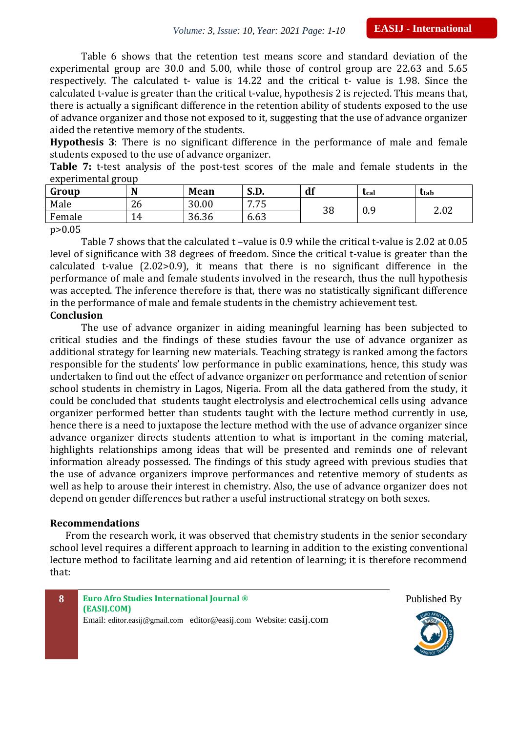Table 6 shows that the retention test means score and standard deviation of the experimental group are 30.0 and 5.00, while those of control group are 22.63 and 5.65 respectively. The calculated t- value is 14.22 and the critical t- value is 1.98. Since the calculated t-value is greater than the critical t-value, hypothesis 2 is rejected. This means that, there is actually a significant difference in the retention ability of students exposed to the use of advance organizer and those not exposed to it, suggesting that the use of advance organizer aided the retentive memory of the students.

**Hypothesis 3**: There is no significant difference in the performance of male and female students exposed to the use of advance organizer.

**Table 7:** t-test analysis of the post-test scores of the male and female students in the experimental group

| Group | N | Mean | S.D. | df | $t_{cal}$ | $t_{tab}$ |
|---|---|---|---|---|---|---|
| Male | 26 | 30.00 | 7.75 | 38 | 0.9 | 2.02 |
| Female | 14 | 36.36 | 6.63 | | | |

$p>0.05$

Table 7 shows that the calculated t –value is 0.9 while the critical t-value is 2.02 at 0.05 level of significance with 38 degrees of freedom. Since the critical t-value is greater than the calculated t-value (2.02>0.9), it means that there is no significant difference in the performance of male and female students involved in the research, thus the null hypothesis was accepted. The inference therefore is that, there was no statistically significant difference in the performance of male and female students in the chemistry achievement test.

## Conclusion

The use of advance organizer in aiding meaningful learning has been subjected to critical studies and the findings of these studies favour the use of advance organizer as additional strategy for learning new materials. Teaching strategy is ranked among the factors responsible for the students' low performance in public examinations, hence, this study was undertaken to find out the effect of advance organizer on performance and retention of senior school students in chemistry in Lagos, Nigeria. From all the data gathered from the study, it could be concluded that students taught electrolysis and electrochemical cells using advance organizer performed better than students taught with the lecture method currently in use, hence there is a need to juxtapose the lecture method with the use of advance organizer since advance organizer directs students attention to what is important in the coming material, highlights relationships among ideas that will be presented and reminds one of relevant information already possessed. The findings of this study agreed with previous studies that the use of advance organizers improve performances and retentive memory of students as well as help to arouse their interest in chemistry. Also, the use of advance organizer does not depend on gender differences but rather a useful instructional strategy on both sexes.

## Recommendations

From the research work, it was observed that chemistry students in the senior secondary school level requires a different approach to learning in addition to the existing conventional lecture method to facilitate learning and aid retention of learning; it is therefore recommend that: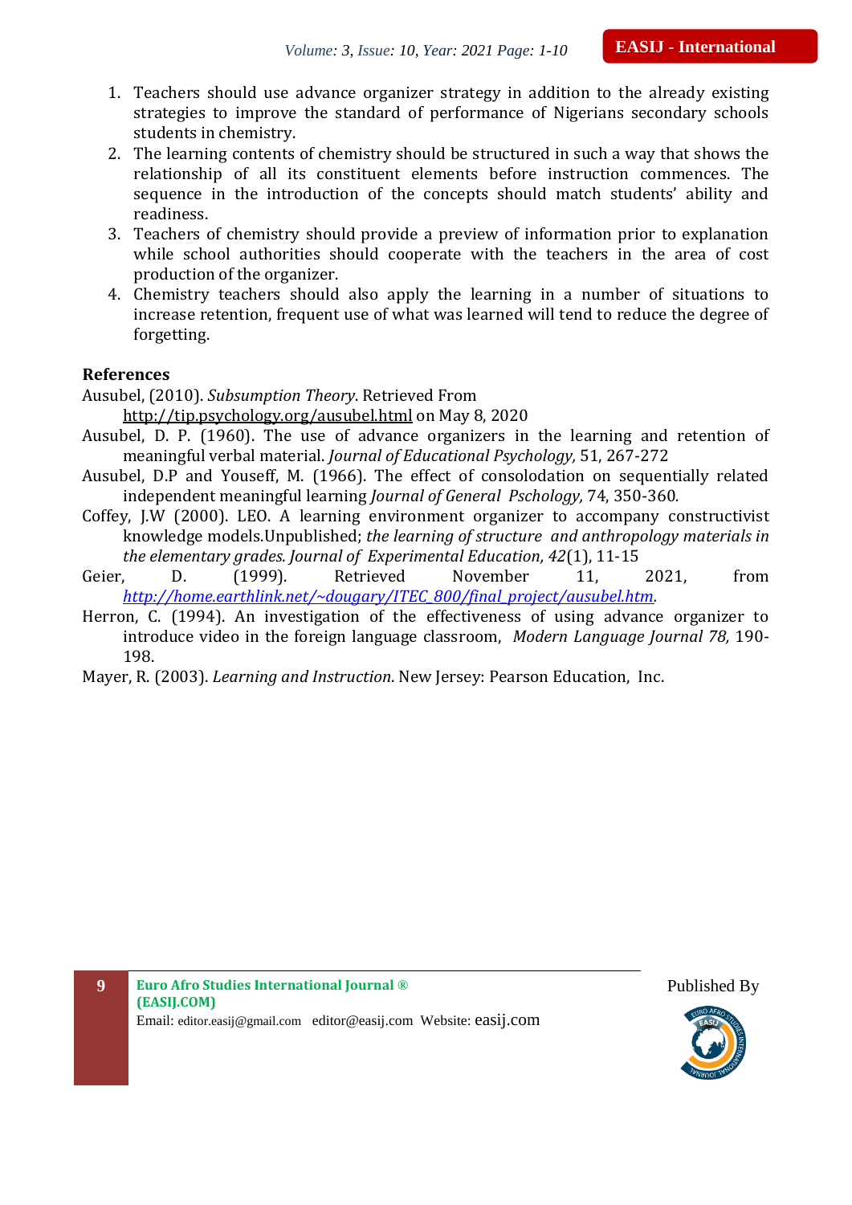1. Teachers should use advance organizer strategy in addition to the already existing strategies to improve the standard of performance of Nigerians secondary schools students in chemistry.
2. The learning contents of chemistry should be structured in such a way that shows the relationship of all its constituent elements before instruction commences. The sequence in the introduction of the concepts should match students' ability and readiness.
3. Teachers of chemistry should provide a preview of information prior to explanation while school authorities should cooperate with the teachers in the area of cost production of the organizer.
4. Chemistry teachers should also apply the learning in a number of situations to increase retention, frequent use of what was learned will tend to reduce the degree of forgetting.

## References

Ausubel, (2010). *Subsumption Theory*. Retrieved From http://tip.psychology.org/ausubel.html on May 8, 2020

Ausubel, D. P. (1960). The use of advance organizers in the learning and retention of meaningful verbal material. *Journal of Educational Psychology,* 51, 267-272

Ausubel, D.P and Youseff, M. (1966). The effect of consolodation on sequentially related independent meaningful learning *Journal of General Pschology,* 74, 350-360*.*

Coffey, J.W (2000). LEO. A learning environment organizer to accompany constructivist knowledge models.Unpublished; *the learning of structure and anthropology materials in the elementary grades. Journal of Experimental Education, 42*(1), 11-15

Geier, D. (1999). Retrieved November 11, 2021, from *http://home.earthlink.net/~dougary/ITEC_800/final_project/ausubel.htm.*

Herron, C. (1994). An investigation of the effectiveness of using advance organizer to introduce video in the foreign language classroom, *Modern Language Journal 78,* 190-198.

Mayer, R. (2003). *Learning and Instruction*. New Jersey: Pearson Education, Inc.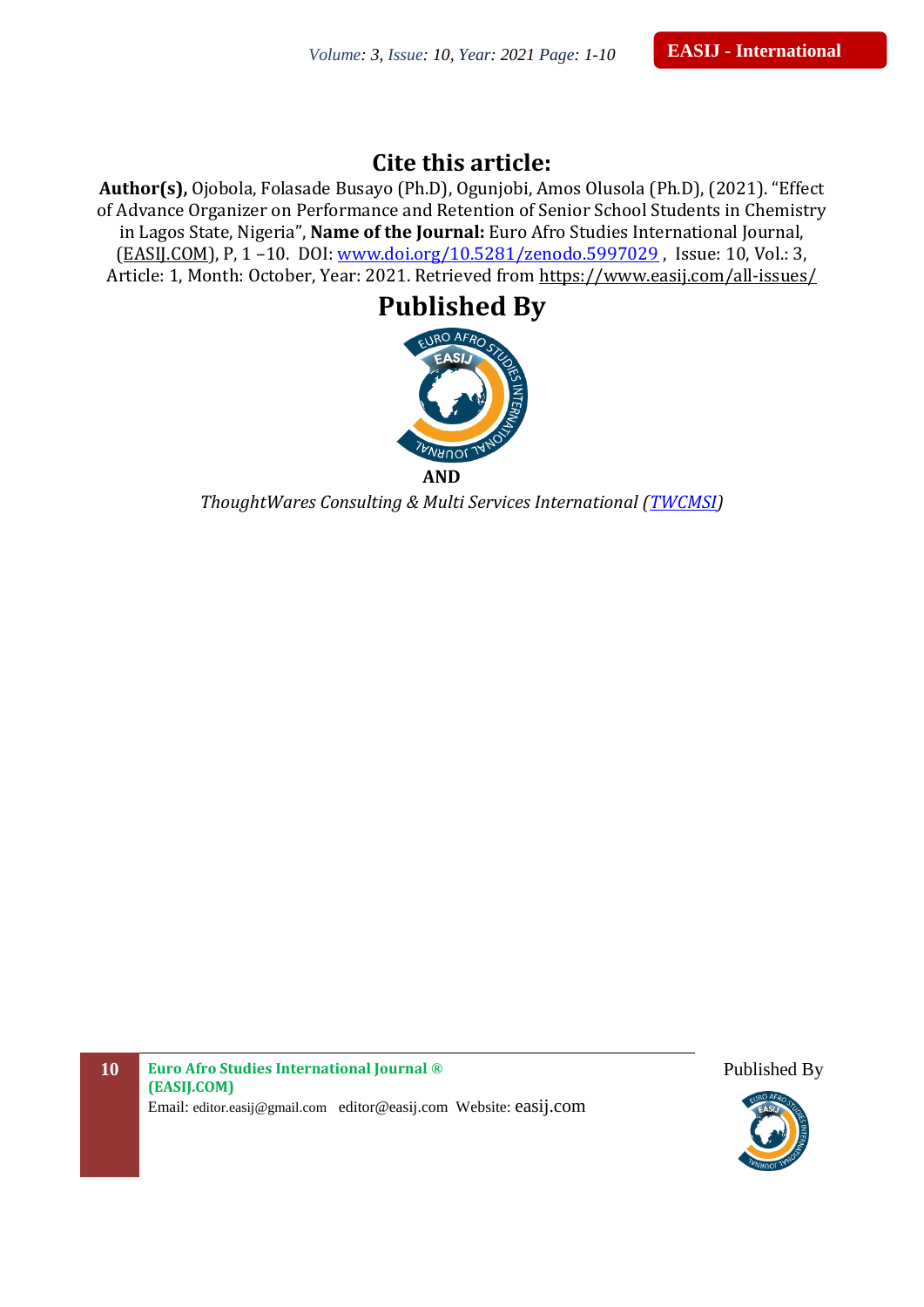## Cite this article:

**Author(s),** Ojobola, Folasade Busayo (Ph.D), Ogunjobi, Amos Olusola (Ph.D), (2021). "Effect of Advance Organizer on Performance and Retention of Senior School Students in Chemistry in Lagos State, Nigeria", **Name of the Journal:** Euro Afro Studies International Journal, (EASIJ.COM), P, 1 –10. DOI: www.doi.org/10.5281/zenodo.5997029 , Issue: 10, Vol.: 3, Article: 1, Month: October, Year: 2021. Retrieved from https://www.easij.com/all-issues/

## Published By

**AND**

*ThoughtWares Consulting & Multi Services International (TWCMSI)*